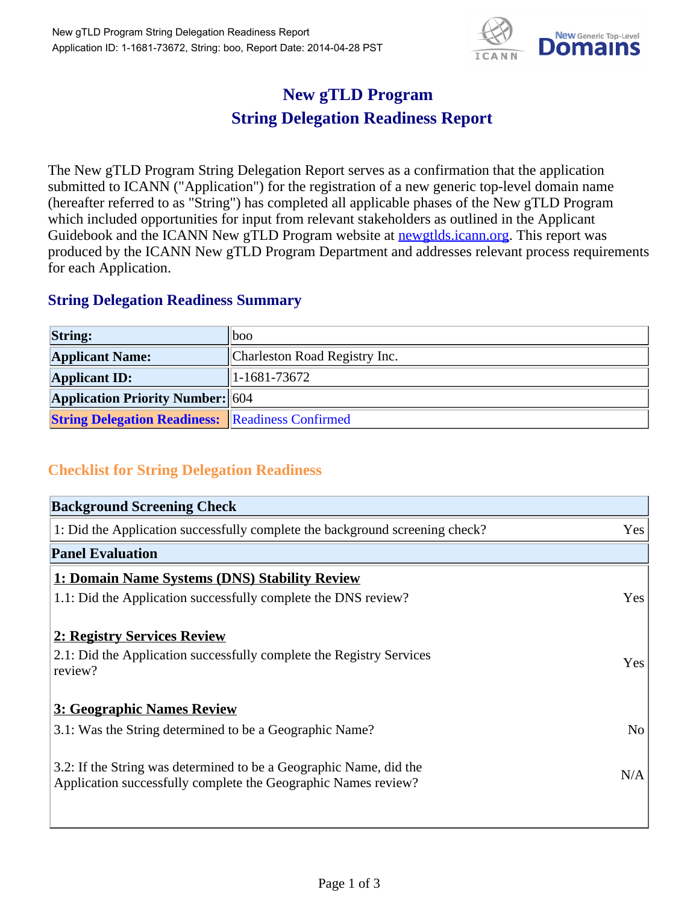# New gTLD Program
# String Delegation Readiness Report

The New gTLD Program String Delegation Report serves as a confirmation that the application submitted to ICANN ("Application") for the registration of a new generic top-level domain name (hereafter referred to as "String") has completed all applicable phases of the New gTLD Program which included opportunities for input from relevant stakeholders as outlined in the Applicant Guidebook and the ICANN New gTLD Program website at newgtlds.icann.org. This report was produced by the ICANN New gTLD Program Department and addresses relevant process requirements for each Application.

## String Delegation Readiness Summary

| | |
|---|---|
| **String:** | boo |
| **Applicant Name:** | Charleston Road Registry Inc. |
| **Applicant ID:** | 1-1681-73672 |
| **Application Priority Number:** | 604 |
| **String Delegation Readiness:** | Readiness Confirmed |

## Checklist for String Delegation Readiness

| **Background Screening Check** | |
|---|---|
| 1: Did the Application successfully complete the background screening check? | Yes |
| **Panel Evaluation** | |
| **1: Domain Name Systems (DNS) Stability Review** | |
| 1.1: Did the Application successfully complete the DNS review? | Yes |
| **2: Registry Services Review** | |
| 2.1: Did the Application successfully complete the Registry Services review? | Yes |
| **3: Geographic Names Review** | |
| 3.1: Was the String determined to be a Geographic Name? | No |
| 3.2: If the String was determined to be a Geographic Name, did the Application successfully complete the Geographic Names review? | N/A |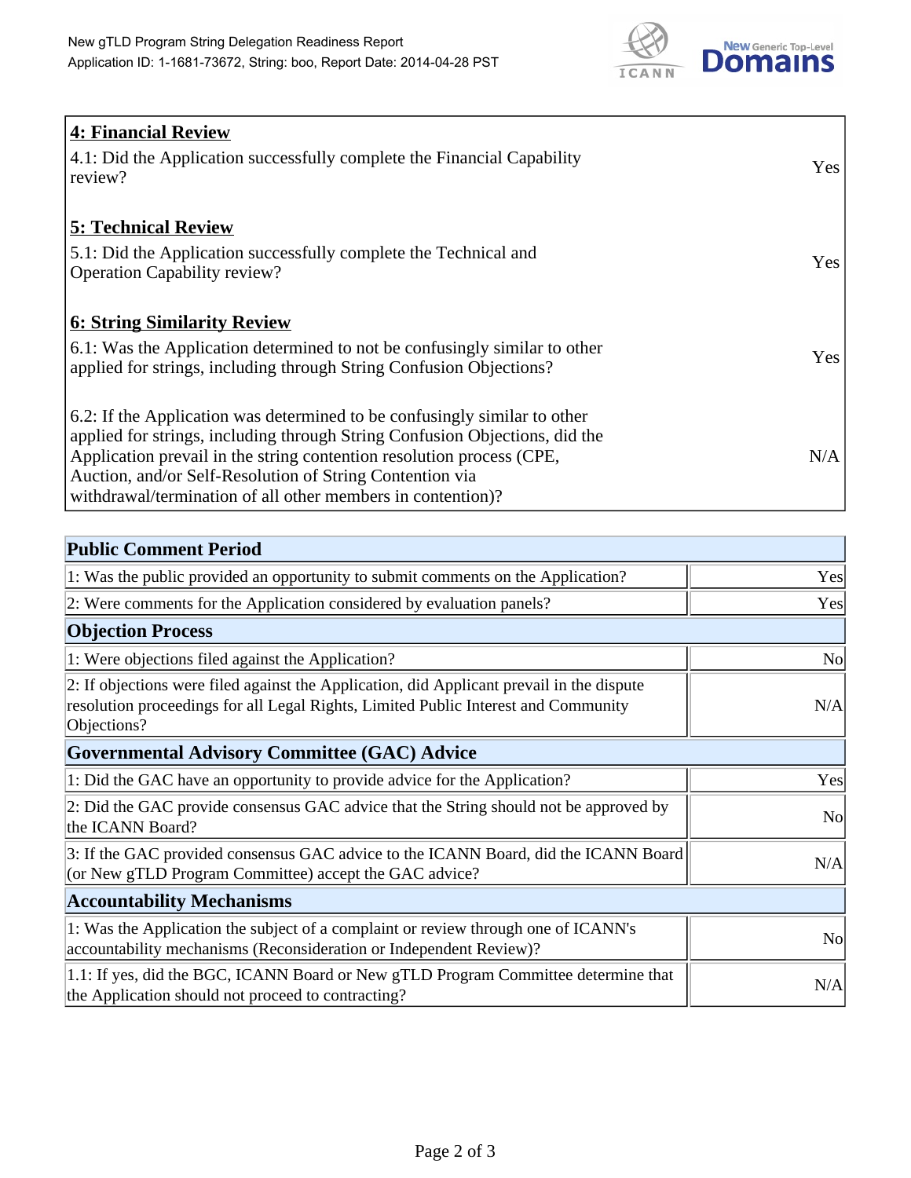## 4: Financial Review

| | |
|---|---|
| 4.1: Did the Application successfully complete the Financial Capability review? | Yes |

## 5: Technical Review

| | |
|---|---|
| 5.1: Did the Application successfully complete the Technical and Operation Capability review? | Yes |

## 6: String Similarity Review

| | |
|---|---|
| 6.1: Was the Application determined to not be confusingly similar to other applied for strings, including through String Confusion Objections? | Yes |
| 6.2: If the Application was determined to be confusingly similar to other applied for strings, including through String Confusion Objections, did the Application prevail in the string contention resolution process (CPE, Auction, and/or Self-Resolution of String Contention via withdrawal/termination of all other members in contention)? | N/A |

| Public Comment Period | |
|---|---|
| 1: Was the public provided an opportunity to submit comments on the Application? | Yes |
| 2: Were comments for the Application considered by evaluation panels? | Yes |
| **Objection Process** | |
| 1: Were objections filed against the Application? | No |
| 2: If objections were filed against the Application, did Applicant prevail in the dispute resolution proceedings for all Legal Rights, Limited Public Interest and Community Objections? | N/A |
| **Governmental Advisory Committee (GAC) Advice** | |
| 1: Did the GAC have an opportunity to provide advice for the Application? | Yes |
| 2: Did the GAC provide consensus GAC advice that the String should not be approved by the ICANN Board? | No |
| 3: If the GAC provided consensus GAC advice to the ICANN Board, did the ICANN Board (or New gTLD Program Committee) accept the GAC advice? | N/A |
| **Accountability Mechanisms** | |
| 1: Was the Application the subject of a complaint or review through one of ICANN's accountability mechanisms (Reconsideration or Independent Review)? | No |
| 1.1: If yes, did the BGC, ICANN Board or New gTLD Program Committee determine that the Application should not proceed to contracting? | N/A |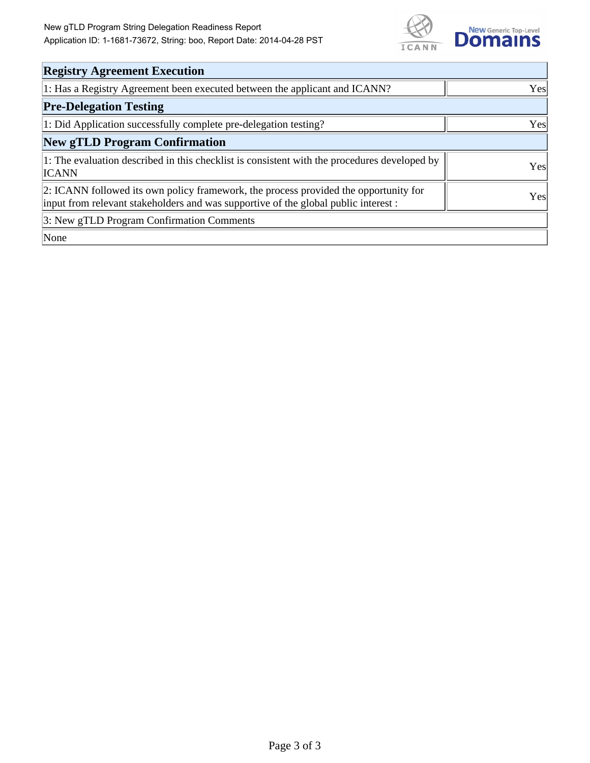| Registry Agreement Execution | |
| --- | --- |
| 1: Has a Registry Agreement been executed between the applicant and ICANN? | Yes |

| Pre-Delegation Testing | |
| --- | --- |
| 1: Did Application successfully complete pre-delegation testing? | Yes |

| New gTLD Program Confirmation | |
| --- | --- |
| 1: The evaluation described in this checklist is consistent with the procedures developed by ICANN | Yes |
| 2: ICANN followed its own policy framework, the process provided the opportunity for input from relevant stakeholders and was supportive of the global public interest : | Yes |
| 3: New gTLD Program Confirmation Comments | |
| None | |